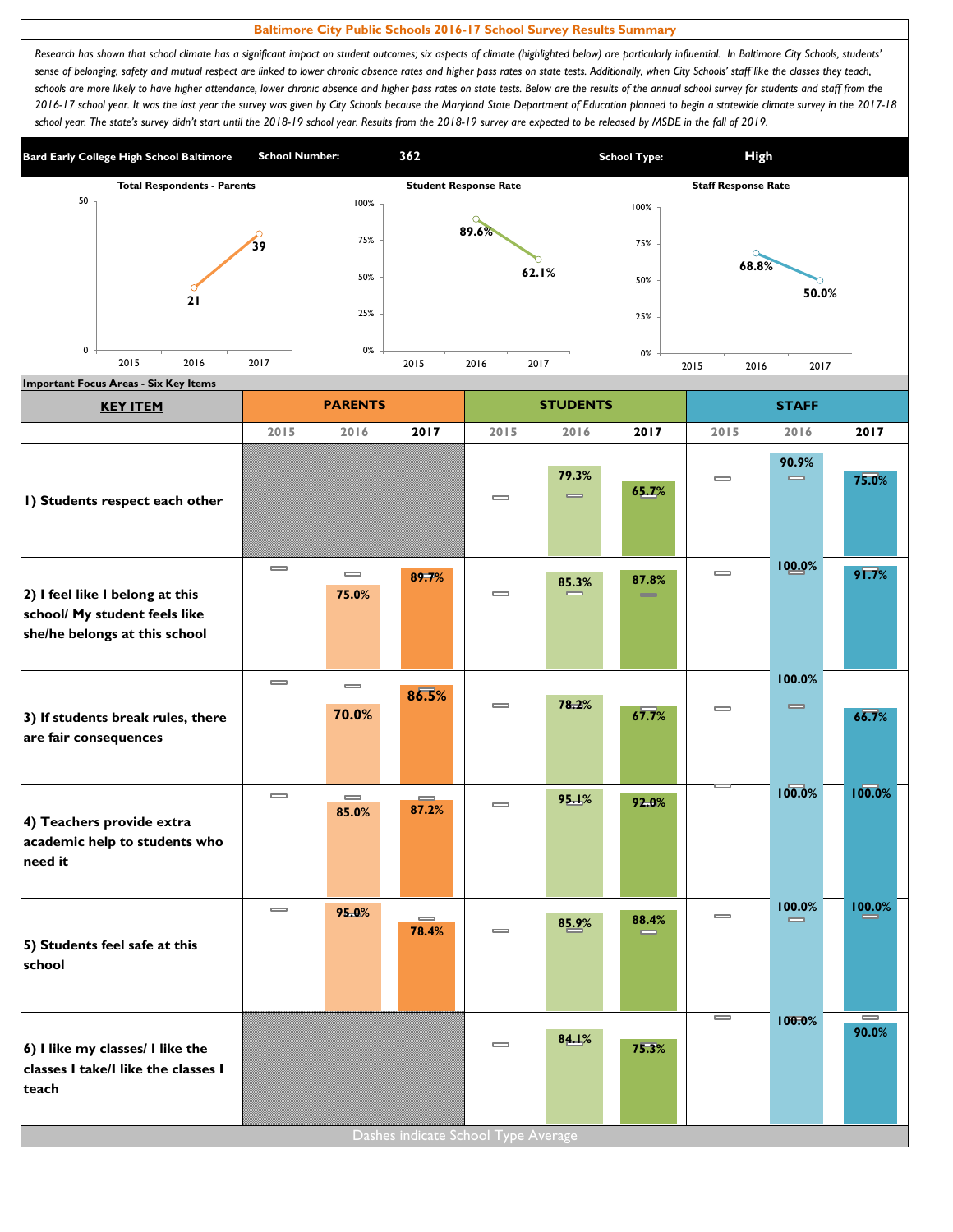# Baltimore City Public Schools 2016-17 School Survey Results Summary

*Research has shown that school climate has a significant impact on student outcomes; six aspects of climate (highlighted below) are particularly influential. In Baltimore City Schools, students' sense of belonging, safety and mutual respect are linked to lower chronic absence rates and higher pass rates on state tests. Additionally, when City Schools' staff like the classes they teach, schools are more likely to have higher attendance, lower chronic absence and higher pass rates on state tests. Below are the results of the annual school survey for students and staff from the 2016-17 school year. It was the last year the survey was given by City Schools because the Maryland State Department of Education planned to begin a statewide climate survey in the 2017-18 school year. The state's survey didn't start until the 2018-19 school year. Results from the 2018-19 survey are expected to be released by MSDE in the fall of 2019.*

| Bard Early College High School Baltimore | School Number: | 362 | School Type: | High |
|---|---|---|---|---|

| | 2015 | 2016 | 2017 |
|---|---|---|---|
| Total Respondents - Parents | | 21 | 39 |
| Student Response Rate | | 89.6% | 62.1% |
| Staff Response Rate | | 68.8% | 50.0% |

## Important Focus Areas - Six Key Items

| KEY ITEM | PARENTS 2015 | PARENTS 2016 | PARENTS 2017 | STUDENTS 2015 | STUDENTS 2016 | STUDENTS 2017 | STAFF 2015 | STAFF 2016 | STAFF 2017 |
|---|---|---|---|---|---|---|---|---|---|
| 1) Students respect each other | | | | | 79.3% | 65.7% | | 90.9% | 75.0% |
| 2) I feel like I belong at this school/ My student feels like she/he belongs at this school | | 75.0% | 89.7% | | 85.3% | 87.8% | | 100.0% | 91.7% |
| 3) If students break rules, there are fair consequences | | 70.0% | 86.5% | | 78.2% | 67.7% | | 100.0% | 66.7% |
| 4) Teachers provide extra academic help to students who need it | | 85.0% | 87.2% | | 95.1% | 92.0% | | 100.0% | 100.0% |
| 5) Students feel safe at this school | | 95.0% | 78.4% | | 85.9% | 88.4% | | 100.0% | 100.0% |
| 6) I like my classes/ I like the classes I take/I like the classes I teach | | | | | 84.1% | 75.3% | | 100.0% | 90.0% |

Dashes indicate School Type Average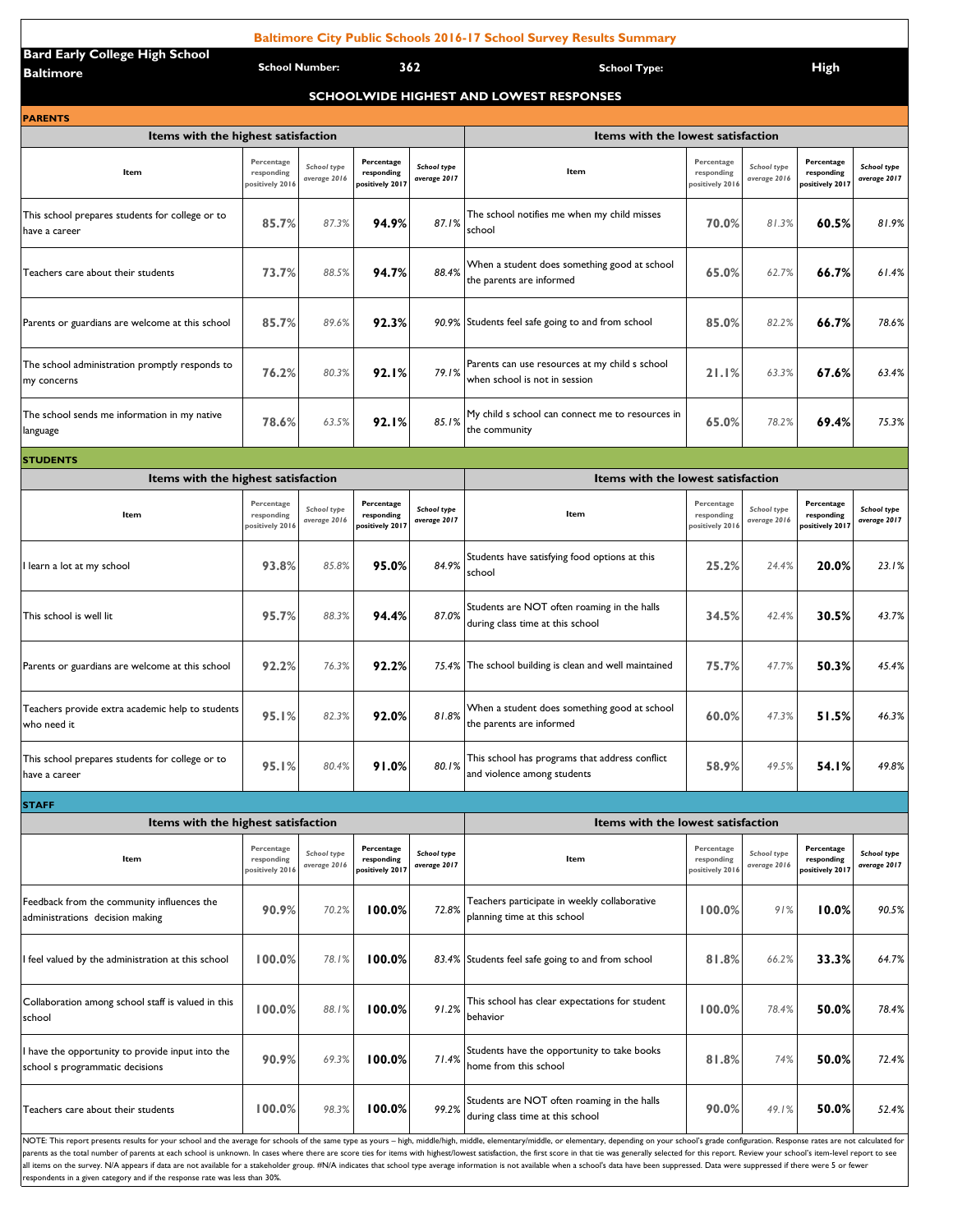## Baltimore City Public Schools 2016-17 School Survey Results Summary

**Bard Early College High School Baltimore** | **School Number:** 362 | **School Type:** High

### SCHOOLWIDE HIGHEST AND LOWEST RESPONSES

#### PARENTS

| Items with the highest satisfaction | | | | | Items with the lowest satisfaction | | | | |
|---|---|---|---|---|---|---|---|---|---|
| Item | Percentage responding positively 2016 | School type average 2016 | Percentage responding positively 2017 | School type average 2017 | Item | Percentage responding positively 2016 | School type average 2016 | Percentage responding positively 2017 | School type average 2017 |
| This school prepares students for college or to have a career | 85.7% | 87.3% | 94.9% | 87.1% | The school notifies me when my child misses school | 70.0% | 81.3% | 60.5% | 81.9% |
| Teachers care about their students | 73.7% | 88.5% | 94.7% | 88.4% | When a student does something good at school the parents are informed | 65.0% | 62.7% | 66.7% | 61.4% |
| Parents or guardians are welcome at this school | 85.7% | 89.6% | 92.3% | 90.9% | Students feel safe going to and from school | 85.0% | 82.2% | 66.7% | 78.6% |
| The school administration promptly responds to my concerns | 76.2% | 80.3% | 92.1% | 79.1% | Parents can use resources at my child s school when school is not in session | 21.1% | 63.3% | 67.6% | 63.4% |
| The school sends me information in my native language | 78.6% | 63.5% | 92.1% | 85.1% | My child s school can connect me to resources in the community | 65.0% | 78.2% | 69.4% | 75.3% |

#### STUDENTS

| Items with the highest satisfaction | | | | | Items with the lowest satisfaction | | | | |
|---|---|---|---|---|---|---|---|---|---|
| Item | Percentage responding positively 2016 | School type average 2016 | Percentage responding positively 2017 | School type average 2017 | Item | Percentage responding positively 2016 | School type average 2016 | Percentage responding positively 2017 | School type average 2017 |
| I learn a lot at my school | 93.8% | 85.8% | 95.0% | 84.9% | Students have satisfying food options at this school | 25.2% | 24.4% | 20.0% | 23.1% |
| This school is well lit | 95.7% | 88.3% | 94.4% | 87.0% | Students are NOT often roaming in the halls during class time at this school | 34.5% | 42.4% | 30.5% | 43.7% |
| Parents or guardians are welcome at this school | 92.2% | 76.3% | 92.2% | 75.4% | The school building is clean and well maintained | 75.7% | 47.7% | 50.3% | 45.4% |
| Teachers provide extra academic help to students who need it | 95.1% | 82.3% | 92.0% | 81.8% | When a student does something good at school the parents are informed | 60.0% | 47.3% | 51.5% | 46.3% |
| This school prepares students for college or to have a career | 95.1% | 80.4% | 91.0% | 80.1% | This school has programs that address conflict and violence among students | 58.9% | 49.5% | 54.1% | 49.8% |

#### STAFF

| Items with the highest satisfaction | | | | | Items with the lowest satisfaction | | | | |
|---|---|---|---|---|---|---|---|---|---|
| Item | Percentage responding positively 2016 | School type average 2016 | Percentage responding positively 2017 | School type average 2017 | Item | Percentage responding positively 2016 | School type average 2016 | Percentage responding positively 2017 | School type average 2017 |
| Feedback from the community influences the administrations decision making | 90.9% | 70.2% | 100.0% | 72.8% | Teachers participate in weekly collaborative planning time at this school | 100.0% | 91% | 10.0% | 90.5% |
| I feel valued by the administration at this school | 100.0% | 78.1% | 100.0% | 83.4% | Students feel safe going to and from school | 81.8% | 66.2% | 33.3% | 64.7% |
| Collaboration among school staff is valued in this school | 100.0% | 88.1% | 100.0% | 91.2% | This school has clear expectations for student behavior | 100.0% | 78.4% | 50.0% | 78.4% |
| I have the opportunity to provide input into the school s programmatic decisions | 90.9% | 69.3% | 100.0% | 71.4% | Students have the opportunity to take books home from this school | 81.8% | 74% | 50.0% | 72.4% |
| Teachers care about their students | 100.0% | 98.3% | 100.0% | 99.2% | Students are NOT often roaming in the halls during class time at this school | 90.0% | 49.1% | 50.0% | 52.4% |

NOTE: This report presents results for your school and the average for schools of the same type as yours – high, middle/high, middle, elementary/middle, or elementary, depending on your school's grade configuration. Response rates are not calculated for parents as the total number of parents at each school is unknown. In cases where there are score ties for items with highest/lowest satisfaction, the first score in that tie was generally selected for this report. Review your school's item-level report to see all items on the survey. N/A appears if data are not available for a stakeholder group. #N/A indicates that school type average information is not available when a school's data have been suppressed. Data were suppressed if there were 5 or fewer respondents in a given category and if the response rate was less than 30%.